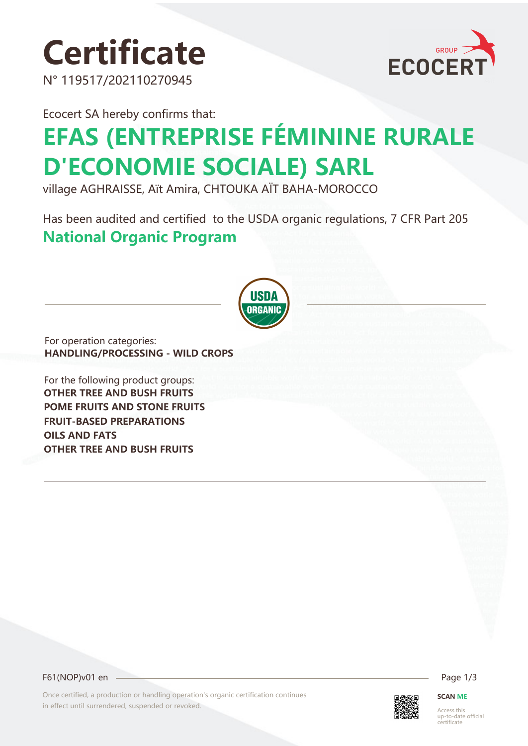# Certificate

N° 119517/202110270945

Ecocert SA hereby confirms that:

## EFAS (ENTREPRISE FÉMININE RURALE D'ECONOMIE SOCIALE) SARL

village AGHRAISSE, Aït Amira, CHTOUKA AÏT BAHA-MOROCCO

Has been audited and certified to the USDA organic regulations, 7 CFR Part 205

## National Organic Program

For operation categories:

**HANDLING/PROCESSING - WILD CROPS**

For the following product groups:

**OTHER TREE AND BUSH FRUITS**
**POME FRUITS AND STONE FRUITS**
**FRUIT-BASED PREPARATIONS**
**OILS AND FATS**
**OTHER TREE AND BUSH FRUITS**

F61(NOP)v01 en

Once certified, a production or handling operation's organic certification continues in effect until surrendered, suspended or revoked.

**SCAN ME**

Access this up-to-date official certificate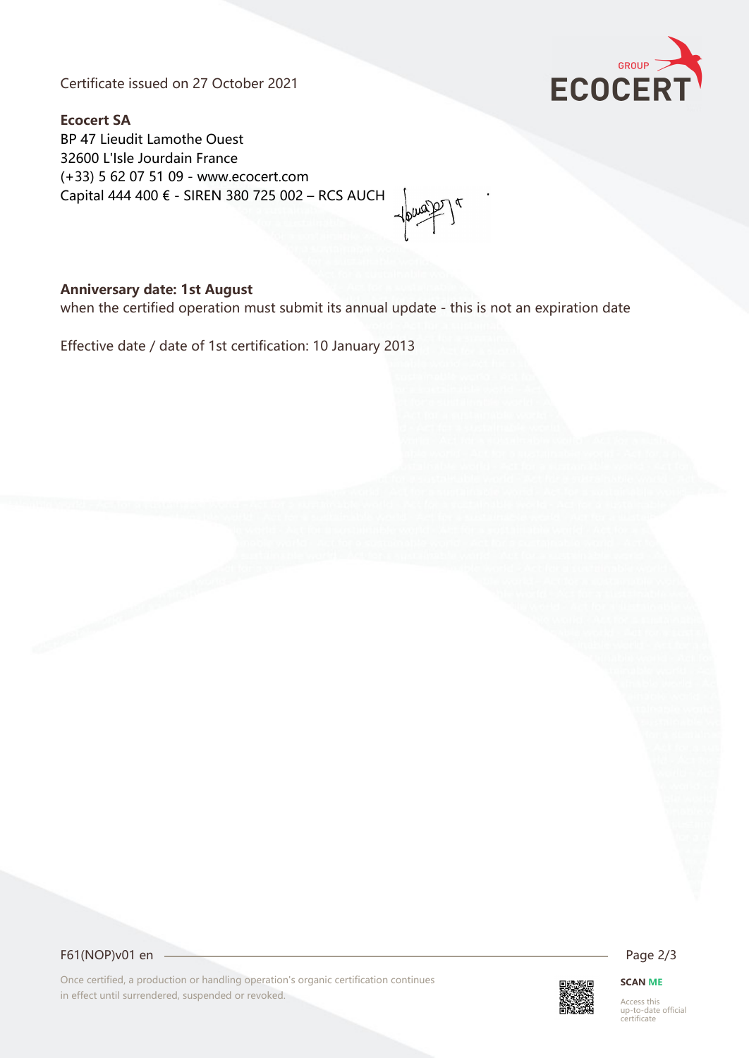Certificate issued on 27 October 2021

**Ecocert SA**
BP 47 Lieudit Lamothe Ouest
32600 L'Isle Jourdain France
(+33) 5 62 07 51 09 - www.ecocert.com
Capital 444 400 € - SIREN 380 725 002 – RCS AUCH

**Anniversary date: 1st August**
when the certified operation must submit its annual update - this is not an expiration date

Effective date / date of 1st certification: 10 January 2013

F61(NOP)v01 en

Once certified, a production or handling operation's organic certification continues in effect until surrendered, suspended or revoked.

**SCAN ME**
Access this up-to-date official certificate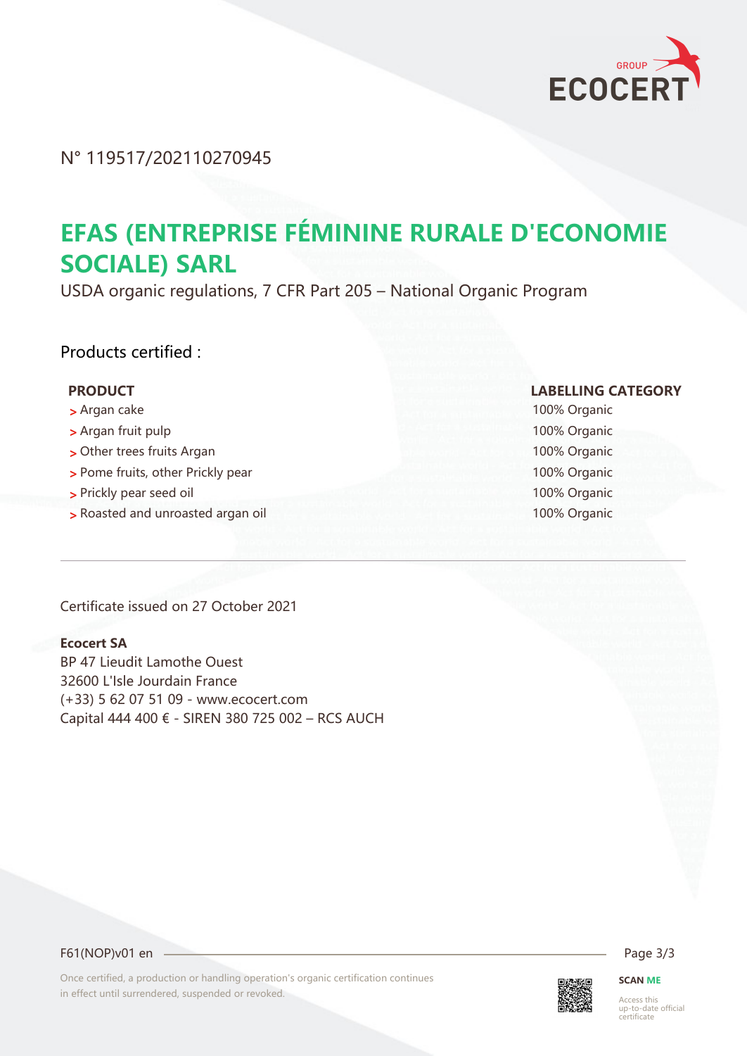N° 119517/202110270945

# EFAS (ENTREPRISE FÉMININE RURALE D'ECONOMIE SOCIALE) SARL

USDA organic regulations, 7 CFR Part 205 – National Organic Program

## Products certified :

| PRODUCT | LABELLING CATEGORY |
|---|---|
| > Argan cake | 100% Organic |
| > Argan fruit pulp | 100% Organic |
| > Other trees fruits Argan | 100% Organic |
| > Pome fruits, other Prickly pear | 100% Organic |
| > Prickly pear seed oil | 100% Organic |
| > Roasted and unroasted argan oil | 100% Organic |

Certificate issued on 27 October 2021

**Ecocert SA**
BP 47 Lieudit Lamothe Ouest
32600 L'Isle Jourdain France
(+33) 5 62 07 51 09 - www.ecocert.com
Capital 444 400 € - SIREN 380 725 002 – RCS AUCH

F61(NOP)v01 en

Once certified, a production or handling operation's organic certification continues in effect until surrendered, suspended or revoked.

**SCAN ME**

Access this up-to-date official certificate